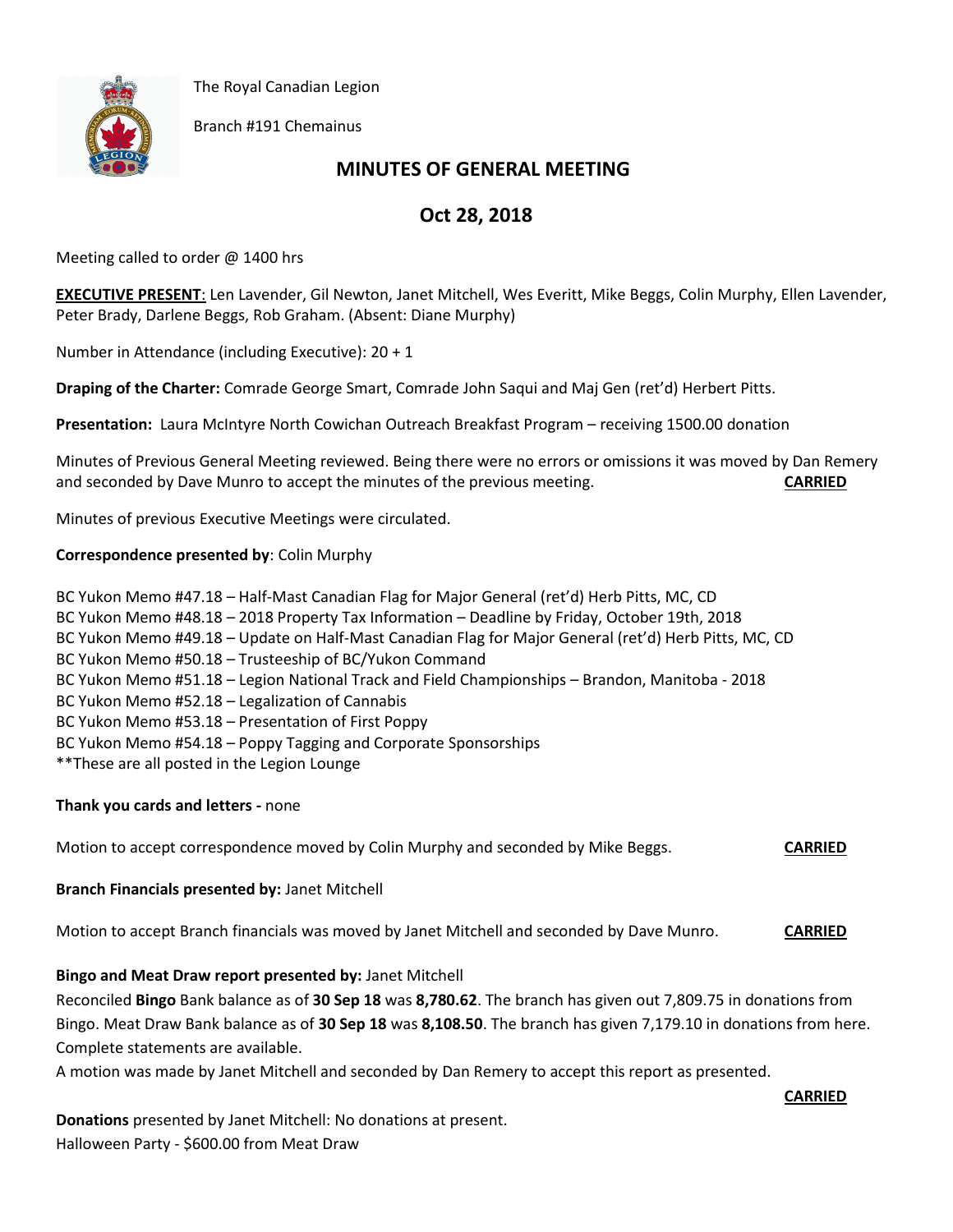The Royal Canadian Legion

Branch #191 Chemainus

# MINUTES OF GENERAL MEETING

## Oct 28, 2018

Meeting called to order @ 1400 hrs

**EXECUTIVE PRESENT**: Len Lavender, Gil Newton, Janet Mitchell, Wes Everitt, Mike Beggs, Colin Murphy, Ellen Lavender, Peter Brady, Darlene Beggs, Rob Graham. (Absent: Diane Murphy)

Number in Attendance (including Executive): 20 + 1

**Draping of the Charter:** Comrade George Smart, Comrade John Saqui and Maj Gen (ret'd) Herbert Pitts.

**Presentation:** Laura McIntyre North Cowichan Outreach Breakfast Program – receiving 1500.00 donation

Minutes of Previous General Meeting reviewed. Being there were no errors or omissions it was moved by Dan Remery and seconded by Dave Munro to accept the minutes of the previous meeting. **CARRIED**

Minutes of previous Executive Meetings were circulated.

**Correspondence presented by**: Colin Murphy

BC Yukon Memo #47.18 – Half-Mast Canadian Flag for Major General (ret'd) Herb Pitts, MC, CD
BC Yukon Memo #48.18 – 2018 Property Tax Information – Deadline by Friday, October 19th, 2018
BC Yukon Memo #49.18 – Update on Half-Mast Canadian Flag for Major General (ret'd) Herb Pitts, MC, CD
BC Yukon Memo #50.18 – Trusteeship of BC/Yukon Command
BC Yukon Memo #51.18 – Legion National Track and Field Championships – Brandon, Manitoba - 2018
BC Yukon Memo #52.18 – Legalization of Cannabis
BC Yukon Memo #53.18 – Presentation of First Poppy
BC Yukon Memo #54.18 – Poppy Tagging and Corporate Sponsorships
**These are all posted in the Legion Lounge

**Thank you cards and letters -** none

Motion to accept correspondence moved by Colin Murphy and seconded by Mike Beggs. **CARRIED**

**Branch Financials presented by:** Janet Mitchell

Motion to accept Branch financials was moved by Janet Mitchell and seconded by Dave Munro. **CARRIED**

**Bingo and Meat Draw report presented by:** Janet Mitchell

Reconciled **Bingo** Bank balance as of **30 Sep 18** was **8,780.62**. The branch has given out 7,809.75 in donations from Bingo. Meat Draw Bank balance as of **30 Sep 18** was **8,108.50**. The branch has given 7,179.10 in donations from here. Complete statements are available.

A motion was made by Janet Mitchell and seconded by Dan Remery to accept this report as presented.

**CARRIED**

**Donations** presented by Janet Mitchell: No donations at present.
Halloween Party - $600.00 from Meat Draw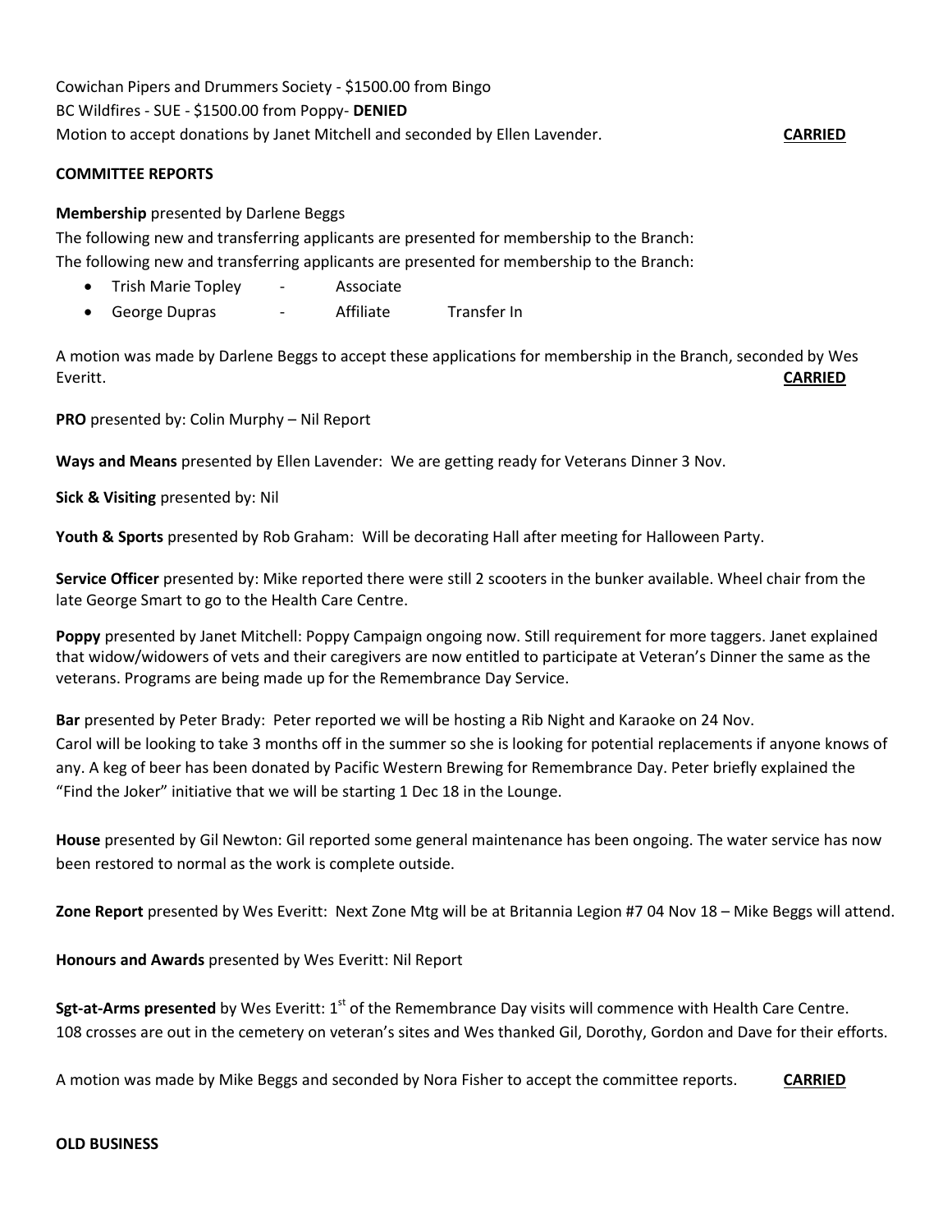Cowichan Pipers and Drummers Society - $1500.00 from Bingo

BC Wildfires - SUE - $1500.00 from Poppy- **DENIED**

Motion to accept donations by Janet Mitchell and seconded by Ellen Lavender. **CARRIED**

**COMMITTEE REPORTS**

**Membership** presented by Darlene Beggs

The following new and transferring applicants are presented for membership to the Branch:

The following new and transferring applicants are presented for membership to the Branch:

- Trish Marie Topley - Associate
- George Dupras - Affiliate Transfer In

A motion was made by Darlene Beggs to accept these applications for membership in the Branch, seconded by Wes Everitt. **CARRIED**

**PRO** presented by: Colin Murphy – Nil Report

**Ways and Means** presented by Ellen Lavender: We are getting ready for Veterans Dinner 3 Nov.

**Sick & Visiting** presented by: Nil

**Youth & Sports** presented by Rob Graham: Will be decorating Hall after meeting for Halloween Party.

**Service Officer** presented by: Mike reported there were still 2 scooters in the bunker available. Wheel chair from the late George Smart to go to the Health Care Centre.

**Poppy** presented by Janet Mitchell: Poppy Campaign ongoing now. Still requirement for more taggers. Janet explained that widow/widowers of vets and their caregivers are now entitled to participate at Veteran's Dinner the same as the veterans. Programs are being made up for the Remembrance Day Service.

**Bar** presented by Peter Brady: Peter reported we will be hosting a Rib Night and Karaoke on 24 Nov.
Carol will be looking to take 3 months off in the summer so she is looking for potential replacements if anyone knows of any. A keg of beer has been donated by Pacific Western Brewing for Remembrance Day. Peter briefly explained the "Find the Joker" initiative that we will be starting 1 Dec 18 in the Lounge.

**House** presented by Gil Newton: Gil reported some general maintenance has been ongoing. The water service has now been restored to normal as the work is complete outside.

**Zone Report** presented by Wes Everitt: Next Zone Mtg will be at Britannia Legion #7 04 Nov 18 – Mike Beggs will attend.

**Honours and Awards** presented by Wes Everitt: Nil Report

**Sgt-at-Arms presented** by Wes Everitt: 1st of the Remembrance Day visits will commence with Health Care Centre.
108 crosses are out in the cemetery on veteran's sites and Wes thanked Gil, Dorothy, Gordon and Dave for their efforts.

A motion was made by Mike Beggs and seconded by Nora Fisher to accept the committee reports. **CARRIED**

**OLD BUSINESS**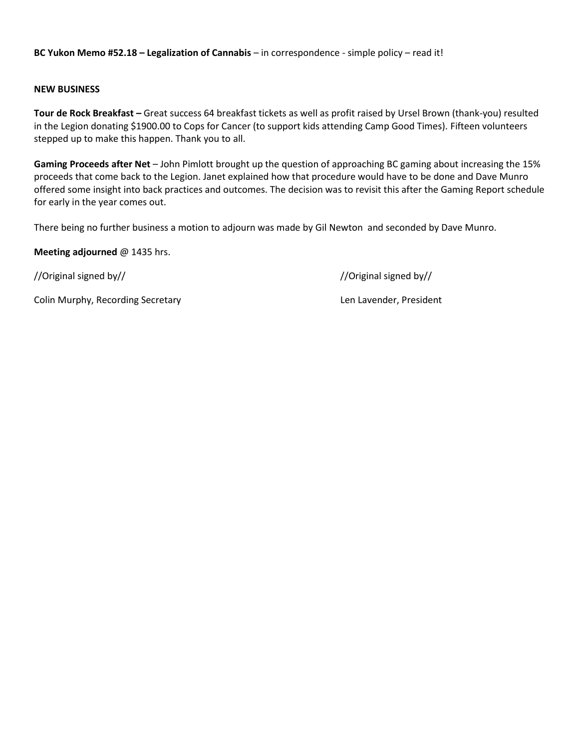**BC Yukon Memo #52.18 – Legalization of Cannabis** – in correspondence - simple policy – read it!

**NEW BUSINESS**

**Tour de Rock Breakfast –** Great success 64 breakfast tickets as well as profit raised by Ursel Brown (thank-you) resulted in the Legion donating $1900.00 to Cops for Cancer (to support kids attending Camp Good Times). Fifteen volunteers stepped up to make this happen. Thank you to all.

**Gaming Proceeds after Net** – John Pimlott brought up the question of approaching BC gaming about increasing the 15% proceeds that come back to the Legion. Janet explained how that procedure would have to be done and Dave Munro offered some insight into back practices and outcomes. The decision was to revisit this after the Gaming Report schedule for early in the year comes out.

There being no further business a motion to adjourn was made by Gil Newton and seconded by Dave Munro.

**Meeting adjourned** @ 1435 hrs.

//Original signed by//

Colin Murphy, Recording Secretary

//Original signed by//

Len Lavender, President